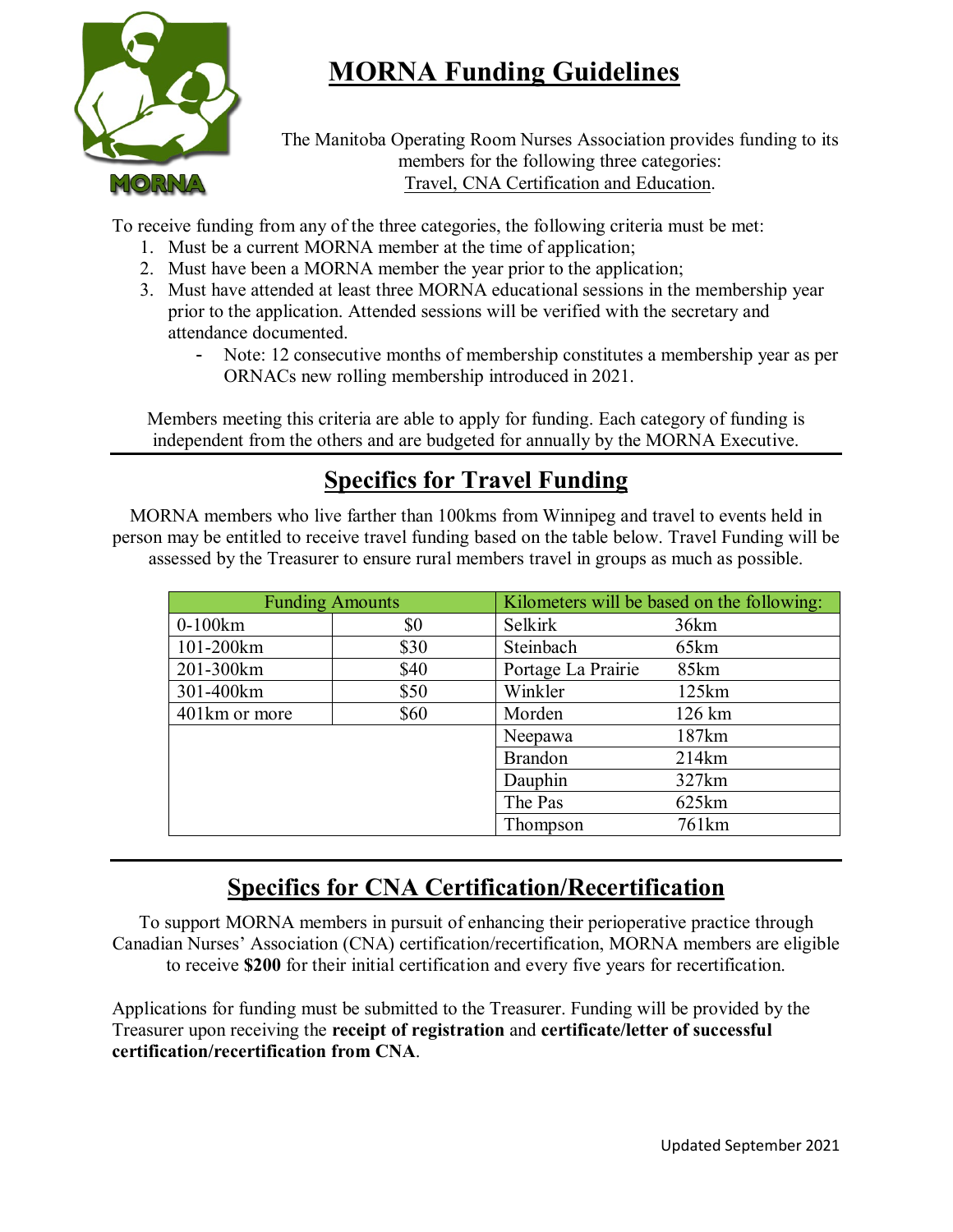# MORNA Funding Guidelines

The Manitoba Operating Room Nurses Association provides funding to its members for the following three categories: Travel, CNA Certification and Education.

To receive funding from any of the three categories, the following criteria must be met:

1. Must be a current MORNA member at the time of application;
2. Must have been a MORNA member the year prior to the application;
3. Must have attended at least three MORNA educational sessions in the membership year prior to the application. Attended sessions will be verified with the secretary and attendance documented.
   - Note: 12 consecutive months of membership constitutes a membership year as per ORNACs new rolling membership introduced in 2021.

Members meeting this criteria are able to apply for funding. Each category of funding is independent from the others and are budgeted for annually by the MORNA Executive.

## Specifics for Travel Funding

MORNA members who live farther than 100kms from Winnipeg and travel to events held in person may be entitled to receive travel funding based on the table below. Travel Funding will be assessed by the Treasurer to ensure rural members travel in groups as much as possible.

| Funding Amounts | | Kilometers will be based on the following: | |
|---|---|---|---|
| 0-100km | $0 | Selkirk | 36km |
| 101-200km | $30 | Steinbach | 65km |
| 201-300km | $40 | Portage La Prairie | 85km |
| 301-400km | $50 | Winkler | 125km |
| 401km or more | $60 | Morden | 126 km |
| | | Neepawa | 187km |
| | | Brandon | 214km |
| | | Dauphin | 327km |
| | | The Pas | 625km |
| | | Thompson | 761km |

## Specifics for CNA Certification/Recertification

To support MORNA members in pursuit of enhancing their perioperative practice through Canadian Nurses' Association (CNA) certification/recertification, MORNA members are eligible to receive **$200** for their initial certification and every five years for recertification.

Applications for funding must be submitted to the Treasurer. Funding will be provided by the Treasurer upon receiving the **receipt of registration** and **certificate/letter of successful certification/recertification from CNA**.

Updated September 2021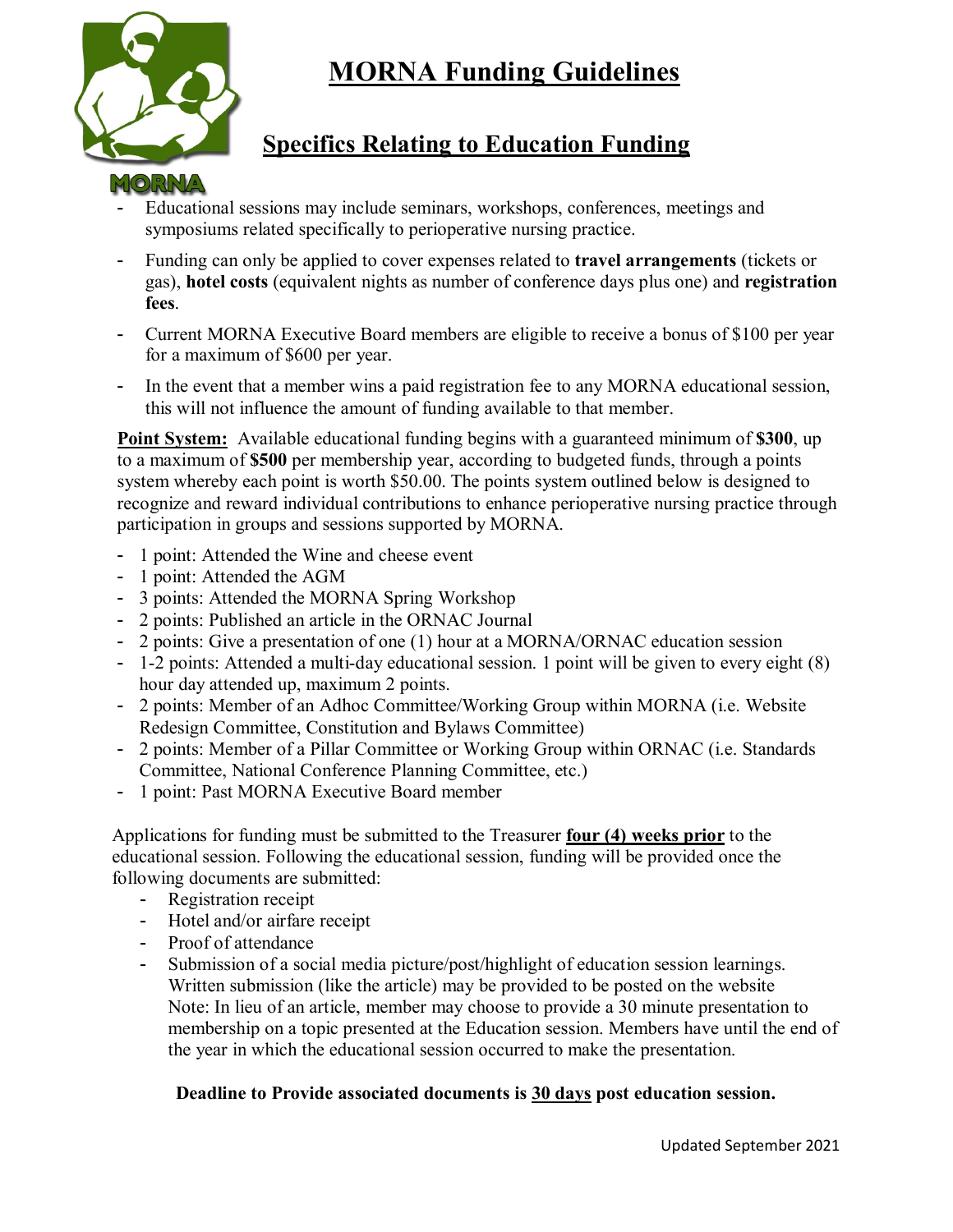# MORNA Funding Guidelines

## Specifics Relating to Education Funding

MORNA

- Educational sessions may include seminars, workshops, conferences, meetings and symposiums related specifically to perioperative nursing practice.
- Funding can only be applied to cover expenses related to **travel arrangements** (tickets or gas), **hotel costs** (equivalent nights as number of conference days plus one) and **registration fees**.
- Current MORNA Executive Board members are eligible to receive a bonus of $100 per year for a maximum of $600 per year.
- In the event that a member wins a paid registration fee to any MORNA educational session, this will not influence the amount of funding available to that member.

**Point System:** Available educational funding begins with a guaranteed minimum of **$300**, up to a maximum of **$500** per membership year, according to budgeted funds, through a points system whereby each point is worth $50.00. The points system outlined below is designed to recognize and reward individual contributions to enhance perioperative nursing practice through participation in groups and sessions supported by MORNA.

- 1 point: Attended the Wine and cheese event
- 1 point: Attended the AGM
- 3 points: Attended the MORNA Spring Workshop
- 2 points: Published an article in the ORNAC Journal
- 2 points: Give a presentation of one (1) hour at a MORNA/ORNAC education session
- 1-2 points: Attended a multi-day educational session. 1 point will be given to every eight (8) hour day attended up, maximum 2 points.
- 2 points: Member of an Adhoc Committee/Working Group within MORNA (i.e. Website Redesign Committee, Constitution and Bylaws Committee)
- 2 points: Member of a Pillar Committee or Working Group within ORNAC (i.e. Standards Committee, National Conference Planning Committee, etc.)
- 1 point: Past MORNA Executive Board member

Applications for funding must be submitted to the Treasurer **four (4) weeks prior** to the educational session. Following the educational session, funding will be provided once the following documents are submitted:

- Registration receipt
- Hotel and/or airfare receipt
- Proof of attendance
- Submission of a social media picture/post/highlight of education session learnings. Written submission (like the article) may be provided to be posted on the website
  Note: In lieu of an article, member may choose to provide a 30 minute presentation to membership on a topic presented at the Education session. Members have until the end of the year in which the educational session occurred to make the presentation.

**Deadline to Provide associated documents is 30 days post education session.**

Updated September 2021